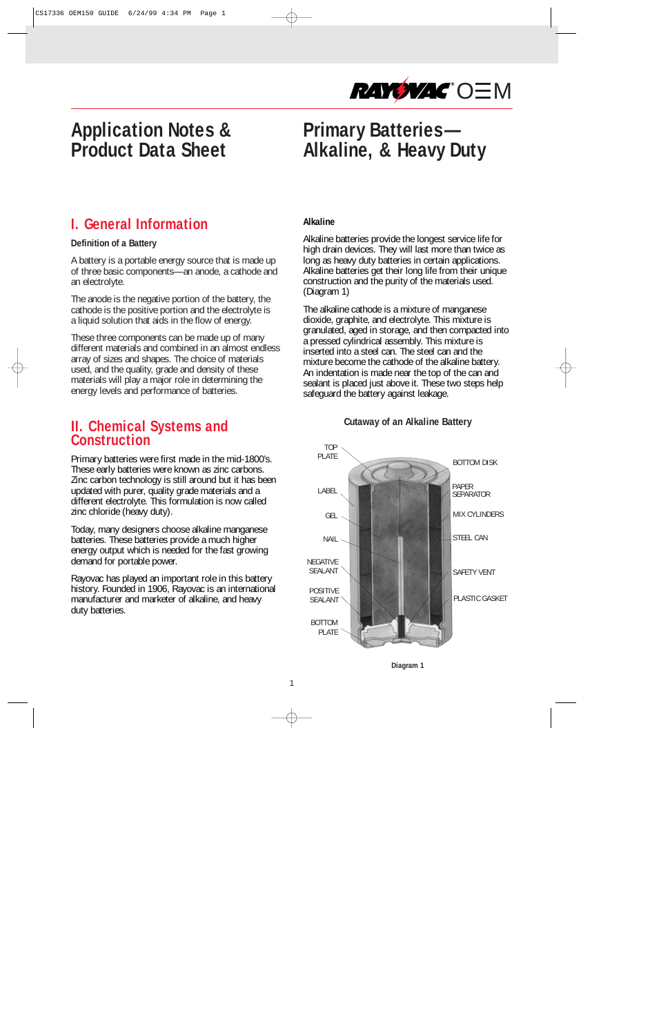# Application Notes & Product Data Sheet

# Primary Batteries— Alkaline, & Heavy Duty

## I. General Information

**Definition of a Battery**

A battery is a portable energy source that is made up of three basic components—an anode, a cathode and an electrolyte.

The anode is the negative portion of the battery, the cathode is the positive portion and the electrolyte is a liquid solution that aids in the flow of energy.

These three components can be made up of many different materials and combined in an almost endless array of sizes and shapes. The choice of materials used, and the quality, grade and density of these materials will play a major role in determining the energy levels and performance of batteries.

## II. Chemical Systems and Construction

Primary batteries were first made in the mid-1800's. These early batteries were known as zinc carbons. Zinc carbon technology is still around but it has been updated with purer, quality grade materials and a different electrolyte. This formulation is now called zinc chloride (heavy duty).

Today, many designers choose alkaline manganese batteries. These batteries provide a much higher energy output which is needed for the fast growing demand for portable power.

Rayovac has played an important role in this battery history. Founded in 1906, Rayovac is an international manufacturer and marketer of alkaline, and heavy duty batteries.

**Alkaline**

Alkaline batteries provide the longest service life for high drain devices. They will last more than twice as long as heavy duty batteries in certain applications. Alkaline batteries get their long life from their unique construction and the purity of the materials used. (Diagram 1)

The alkaline cathode is a mixture of manganese dioxide, graphite, and electrolyte. This mixture is granulated, aged in storage, and then compacted into a pressed cylindrical assembly. This mixture is inserted into a steel can. The steel can and the mixture become the cathode of the alkaline battery. An indentation is made near the top of the can and sealant is placed just above it. These two steps help safeguard the battery against leakage.

**Cutaway of an Alkaline Battery**

TOP PLATE, LABEL, GEL, NAIL, NEGATIVE SEALANT, POSITIVE SEALANT, BOTTOM PLATE, BOTTOM DISK, PAPER SEPARATOR, MIX CYLINDERS, STEEL CAN, SAFETY VENT, PLASTIC GASKET

Diagram 1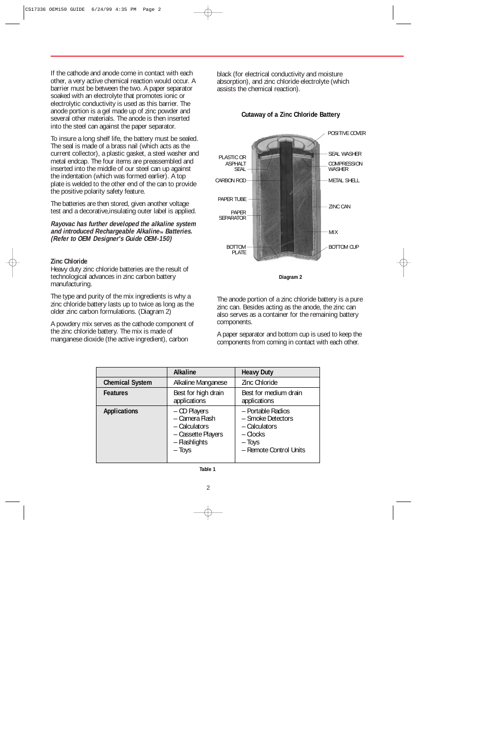If the cathode and anode come in contact with each other, a very active chemical reaction would occur. A barrier must be between the two. A paper separator soaked with an electrolyte that promotes ionic or electrolytic conductivity is used as this barrier. The anode portion is a gel made up of zinc powder and several other materials. The anode is then inserted into the steel can against the paper separator.

To insure a long shelf life, the battery must be sealed. The seal is made of a brass nail (which acts as the current collector), a plastic gasket, a steel washer and metal endcap. The four items are preassembled and inserted into the middle of our steel can up against the indentation (which was formed earlier). A top plate is welded to the other end of the can to provide the positive polarity safety feature.

The batteries are then stored, given another voltage test and a decorative,insulating outer label is applied.

***Rayovac has further developed the alkaline system and introduced Rechargeable Alkaline™ Batteries. (Refer to OEM Designer's Guide OEM-150)***

**Zinc Chloride**

Heavy duty zinc chloride batteries are the result of technological advances in zinc carbon battery manufacturing.

The type and purity of the mix ingredients is why a zinc chloride battery lasts up to twice as long as the older zinc carbon formulations. (Diagram 2)

A powdery mix serves as the cathode component of the zinc chloride battery. The mix is made of manganese dioxide (the active ingredient), carbon black (for electrical conductivity and moisture absorption), and zinc chloride electrolyte (which assists the chemical reaction).

**Cutaway of a Zinc Chloride Battery**

POSITIVE COVER
PLASTIC OR ASPHALT SEAL
SEAL WASHER
COMPRESSION WASHER
CARBON ROD
METAL SHELL
PAPER TUBE
ZINC CAN
PAPER SEPARATOR
MIX
BOTTOM PLATE
BOTTOM CUP

**Diagram 2**

The anode portion of a zinc chloride battery is a pure zinc can. Besides acting as the anode, the zinc can also serves as a container for the remaining battery components.

A paper separator and bottom cup is used to keep the components from coming in contact with each other.

| | **Alkaline** | **Heavy Duty** |
|---|---|---|
| **Chemical System** | Alkaline Manganese | Zinc Chloride |
| **Features** | Best for high drain applications | Best for medium drain applications |
| **Applications** | – CD Players<br>– Camera Flash<br>– Calculators<br>– Cassette Players<br>– Flashlights<br>– Toys | – Portable Radios<br>– Smoke Detectors<br>– Calculators<br>– Clocks<br>– Toys<br>– Remote Control Units |

**Table 1**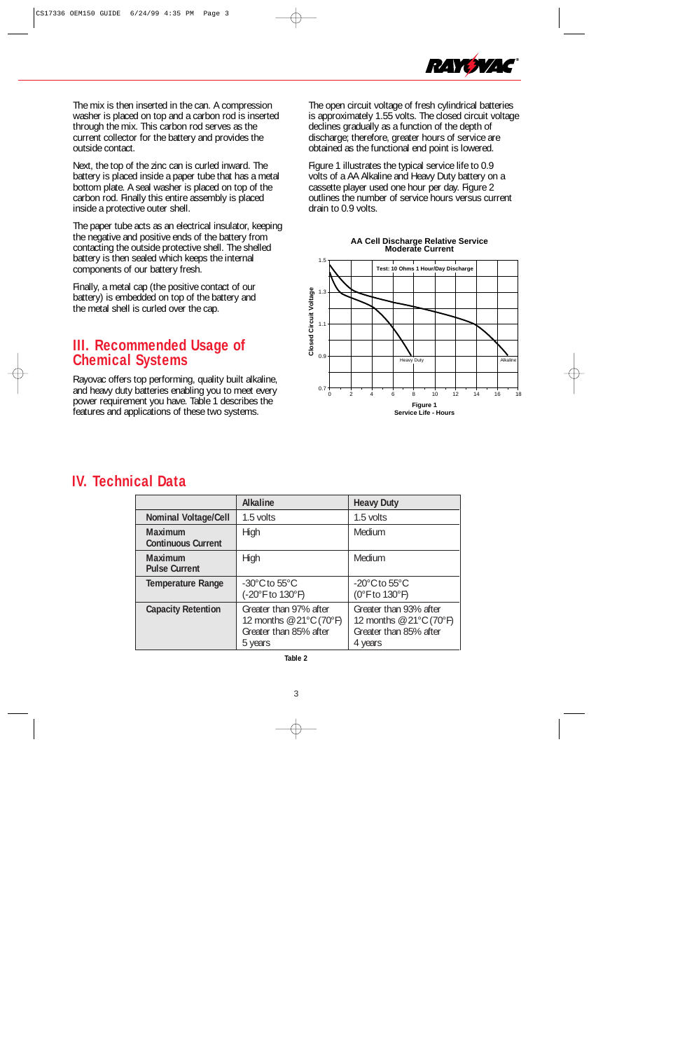The mix is then inserted in the can. A compression washer is placed on top and a carbon rod is inserted through the mix. This carbon rod serves as the current collector for the battery and provides the outside contact.

Next, the top of the zinc can is curled inward. The battery is placed inside a paper tube that has a metal bottom plate. A seal washer is placed on top of the carbon rod. Finally this entire assembly is placed inside a protective outer shell.

The paper tube acts as an electrical insulator, keeping the negative and positive ends of the battery from contacting the outside protective shell. The shelled battery is then sealed which keeps the internal components of our battery fresh.

Finally, a metal cap (the positive contact of our battery) is embedded on top of the battery and the metal shell is curled over the cap.

## III. Recommended Usage of Chemical Systems

Rayovac offers top performing, quality built alkaline, and heavy duty batteries enabling you to meet every power requirement you have. Table 1 describes the features and applications of these two systems.

The open circuit voltage of fresh cylindrical batteries is approximately 1.55 volts. The closed circuit voltage declines gradually as a function of the depth of discharge; therefore, greater hours of service are obtained as the functional end point is lowered.

Figure 1 illustrates the typical service life to 0.9 volts of a AA Alkaline and Heavy Duty battery on a cassette player used one hour per day. Figure 2 outlines the number of service hours versus current drain to 0.9 volts.

**AA Cell Discharge Relative Service Moderate Current**

Test: 10 Ohms 1 Hour/Day Discharge

Figure 1
Service Life - Hours

## IV. Technical Data

| | Alkaline | Heavy Duty |
|---|---|---|
| **Nominal Voltage/Cell** | 1.5 volts | 1.5 volts |
| **Maximum Continuous Current** | High | Medium |
| **Maximum Pulse Current** | High | Medium |
| **Temperature Range** | -30°C to 55°C (-20°F to 130°F) | -20°C to 55°C (0°F to 130°F) |
| **Capacity Retention** | Greater than 97% after 12 months @ 21°C (70°F) Greater than 85% after 5 years | Greater than 93% after 12 months @ 21°C (70°F) Greater than 85% after 4 years |

**Table 2**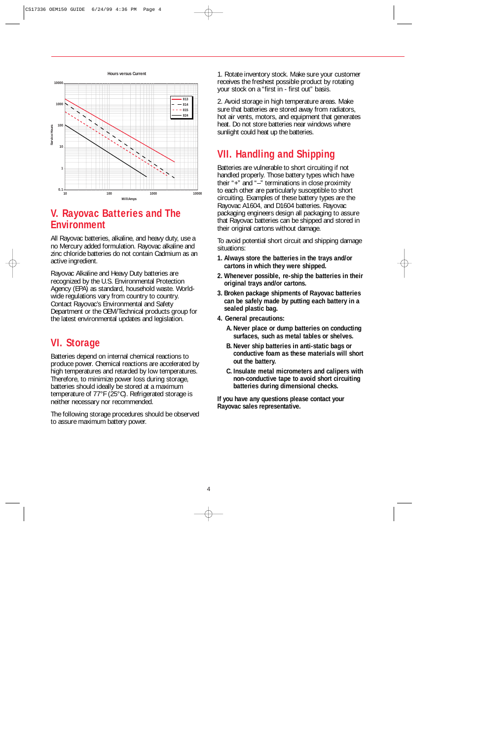Hours versus Current

## V. Rayovac Batteries and The Environment

All Rayovac batteries, alkaline, and heavy duty, use a no Mercury added formulation. Rayovac alkaline and zinc chloride batteries do not contain Cadmium as an active ingredient.

Rayovac Alkaline and Heavy Duty batteries are recognized by the U.S. Environmental Protection Agency (EPA) as standard, household waste. World-wide regulations vary from country to country. Contact Rayovac's Environmental and Safety Department or the OEM/Technical products group for the latest environmental updates and legislation.

## VI. Storage

Batteries depend on internal chemical reactions to produce power. Chemical reactions are accelerated by high temperatures and retarded by low temperatures. Therefore, to minimize power loss during storage, batteries should ideally be stored at a maximum temperature of 77°F (25°C). Refrigerated storage is neither necessary nor recommended.

The following storage procedures should be observed to assure maximum battery power.

1. Rotate inventory stock. Make sure your customer receives the freshest possible product by rotating your stock on a "first in - first out" basis.

2. Avoid storage in high temperature areas. Make sure that batteries are stored away from radiators, hot air vents, motors, and equipment that generates heat. Do not store batteries near windows where sunlight could heat up the batteries.

## VII. Handling and Shipping

Batteries are vulnerable to short circuiting if not handled properly. Those battery types which have their "+" and "–" terminations in close proximity to each other are particularly susceptible to short circuiting. Examples of these battery types are the Rayovac A1604, and D1604 batteries. Rayovac packaging engineers design all packaging to assure that Rayovac batteries can be shipped and stored in their original cartons without damage.

To avoid potential short circuit and shipping damage situations:

**1. Always store the batteries in the trays and/or cartons in which they were shipped.**

**2. Whenever possible, re-ship the batteries in their original trays and/or cartons.**

**3. Broken package shipments of Rayovac batteries can be safely made by putting each battery in a sealed plastic bag.**

**4. General precautions:**

**A. Never place or dump batteries on conducting surfaces, such as metal tables or shelves.**

**B. Never ship batteries in anti-static bags or conductive foam as these materials will short out the battery.**

**C. Insulate metal micrometers and calipers with non-conductive tape to avoid short circuiting batteries during dimensional checks.**

**If you have any questions please contact your Rayovac sales representative.**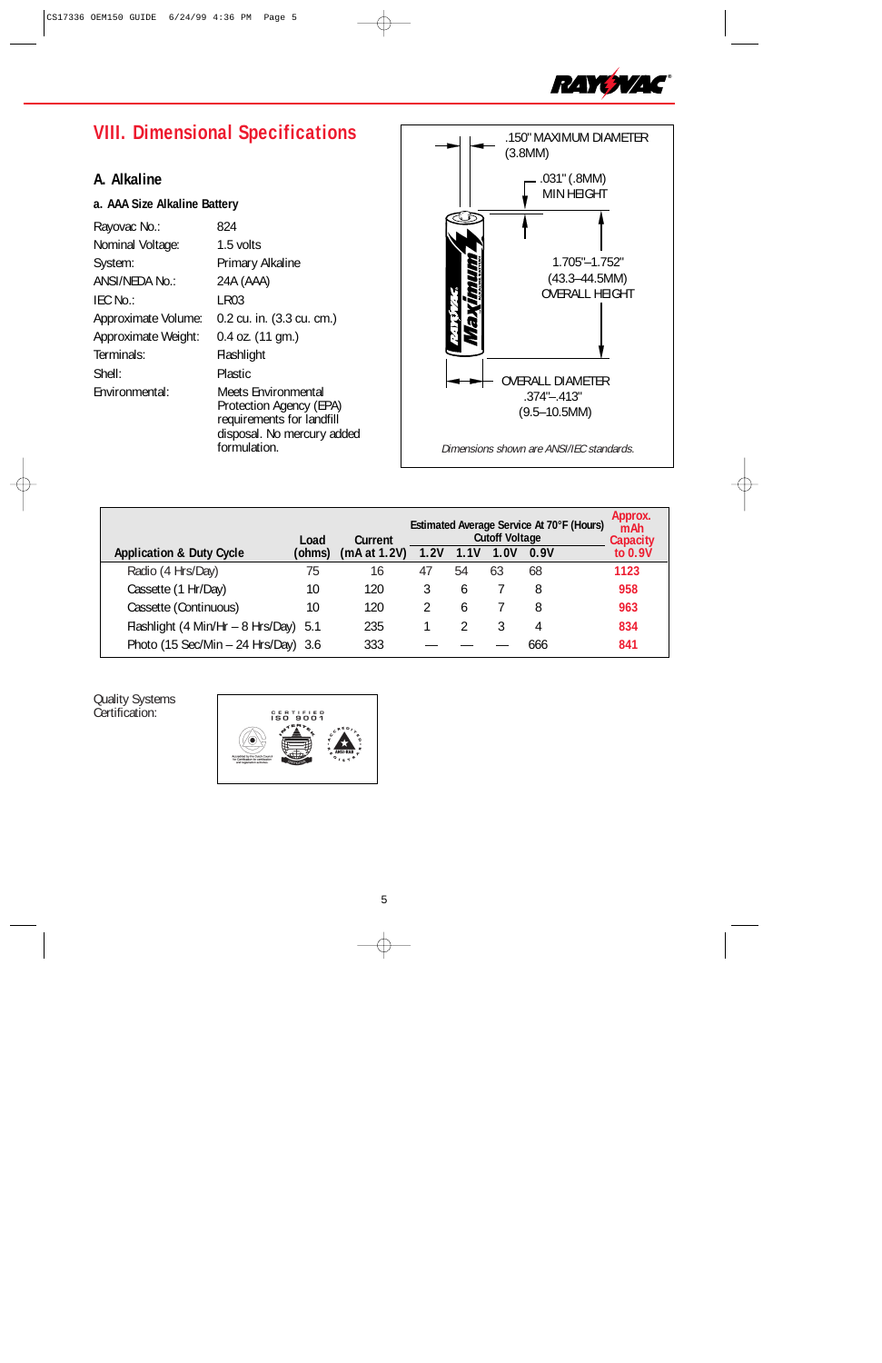## VIII. Dimensional Specifications

### A. Alkaline

#### a. AAA Size Alkaline Battery

| | |
|---|---|
| Rayovac No.: | 824 |
| Nominal Voltage: | 1.5 volts |
| System: | Primary Alkaline |
| ANSI/NEDA No.: | 24A (AAA) |
| IEC No.: | LR03 |
| Approximate Volume: | 0.2 cu. in. (3.3 cu. cm.) |
| Approximate Weight: | 0.4 oz. (11 gm.) |
| Terminals: | Flashlight |
| Shell: | Plastic |
| Environmental: | Meets Environmental Protection Agency (EPA) requirements for landfill disposal. No mercury added formulation. |

.150" MAXIMUM DIAMETER (3.8MM)

.031" (.8MM) MIN HEIGHT

1.705"–1.752" (43.3–44.5MM) OVERALL HEIGHT

OVERALL DIAMETER .374"–.413" (9.5–10.5MM)

*Dimensions shown are ANSI/IEC standards.*

| Application & Duty Cycle | Load (ohms) | Current (mA at 1.2V) | Estimated Average Service At 70°F (Hours) Cutoff Voltage | | | | Approx. mAh Capacity to 0.9V |
|---|---|---|---|---|---|---|---|
| | | | 1.2V | 1.1V | 1.0V | 0.9V | |
| Radio (4 Hrs/Day) | 75 | 16 | 47 | 54 | 63 | 68 | 1123 |
| Cassette (1 Hr/Day) | 10 | 120 | 3 | 6 | 7 | 8 | 958 |
| Cassette (Continuous) | 10 | 120 | 2 | 6 | 7 | 8 | 963 |
| Flashlight (4 Min/Hr – 8 Hrs/Day) | 5.1 | 235 | 1 | 2 | 3 | 4 | 834 |
| Photo (15 Sec/Min – 24 Hrs/Day) | 3.6 | 333 | — | — | — | 666 | 841 |

Quality Systems Certification:

CERTIFIED ISO 9001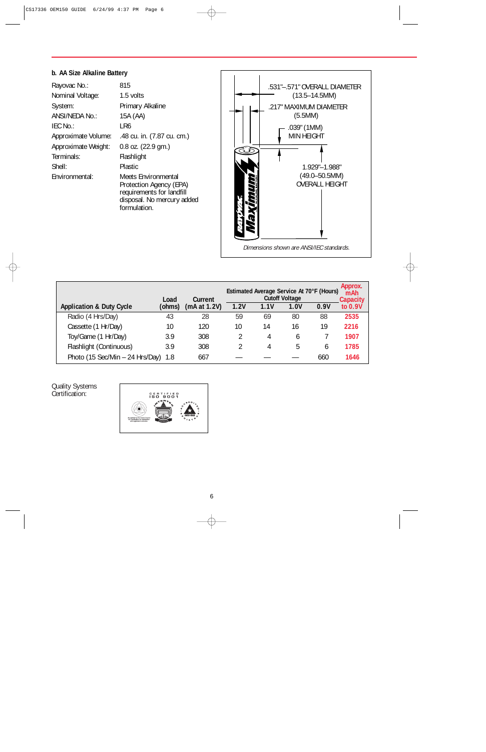### b. AA Size Alkaline Battery

| | |
|---|---|
| Rayovac No.: | 815 |
| Nominal Voltage: | 1.5 volts |
| System: | Primary Alkaline |
| ANSI/NEDA No.: | 15A (AA) |
| IEC No.: | LR6 |
| Approximate Volume: | .48 cu. in. (7.87 cu. cm.) |
| Approximate Weight: | 0.8 oz. (22.9 gm.) |
| Terminals: | Flashlight |
| Shell: | Plastic |
| Environmental: | Meets Environmental Protection Agency (EPA) requirements for landfill disposal. No mercury added formulation. |

.531"–.571" OVERALL DIAMETER (13.5–14.5MM)

.217" MAXIMUM DIAMETER (5.5MM)

.039" (1MM) MIN HEIGHT

1.929"–1.988" (49.0–50.5MM) OVERALL HEIGHT

*Dimensions shown are ANSI/IEC standards.*

| Application & Duty Cycle | Load (ohms) | Current (mA at 1.2V) | Estimated Average Service At 70°F (Hours) Cutoff Voltage 1.2V | 1.1V | 1.0V | 0.9V | Approx. mAh Capacity to 0.9V |
|---|---|---|---|---|---|---|---|
| Radio (4 Hrs/Day) | 43 | 28 | 59 | 69 | 80 | 88 | **2535** |
| Cassette (1 Hr/Day) | 10 | 120 | 10 | 14 | 16 | 19 | **2216** |
| Toy/Game (1 Hr/Day) | 3.9 | 308 | 2 | 4 | 6 | 7 | **1907** |
| Flashlight (Continuous) | 3.9 | 308 | 2 | 4 | 5 | 6 | **1785** |
| Photo (15 Sec/Min – 24 Hrs/Day) | 1.8 | 667 | — | — | — | 660 | **1646** |

Quality Systems Certification: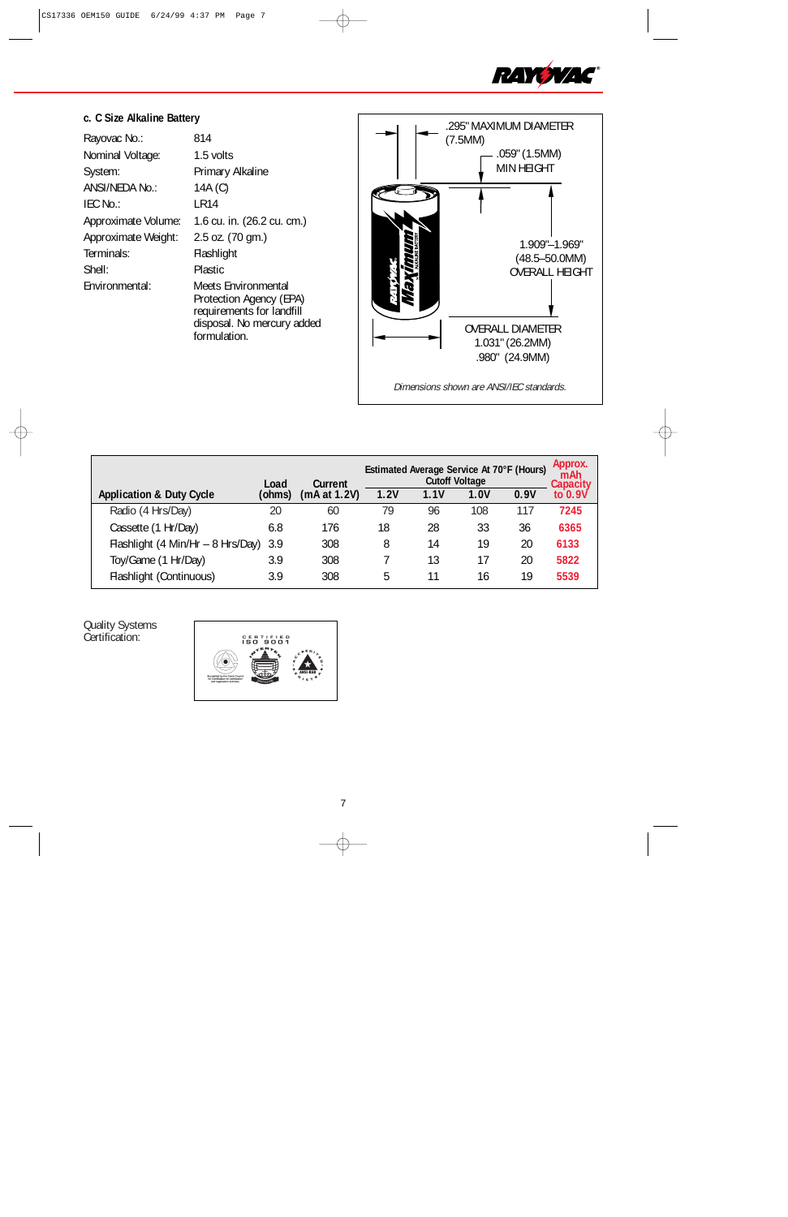### c. C Size Alkaline Battery

| | |
|---|---|
| Rayovac No.: | 814 |
| Nominal Voltage: | 1.5 volts |
| System: | Primary Alkaline |
| ANSI/NEDA No.: | 14A (C) |
| IEC No.: | LR14 |
| Approximate Volume: | 1.6 cu. in. (26.2 cu. cm.) |
| Approximate Weight: | 2.5 oz. (70 gm.) |
| Terminals: | Flashlight |
| Shell: | Plastic |
| Environmental: | Meets Environmental Protection Agency (EPA) requirements for landfill disposal. No mercury added formulation. |

.295" MAXIMUM DIAMETER (7.5MM)

.059" (1.5MM) MIN HEIGHT

1.909"–1.969" (48.5–50.0MM) OVERALL HEIGHT

OVERALL DIAMETER 1.031" (26.2MM) .980" (24.9MM)

*Dimensions shown are ANSI/IEC standards.*

| Application & Duty Cycle | Load (ohms) | Current (mA at 1.2V) | Estimated Average Service At 70°F (Hours) Cutoff Voltage 1.2V | 1.1V | 1.0V | 0.9V | Approx. mAh Capacity to 0.9V |
|---|---|---|---|---|---|---|---|
| Radio (4 Hrs/Day) | 20 | 60 | 79 | 96 | 108 | 117 | 7245 |
| Cassette (1 Hr/Day) | 6.8 | 176 | 18 | 28 | 33 | 36 | 6365 |
| Flashlight (4 Min/Hr – 8 Hrs/Day) | 3.9 | 308 | 8 | 14 | 19 | 20 | 6133 |
| Toy/Game (1 Hr/Day) | 3.9 | 308 | 7 | 13 | 17 | 20 | 5822 |
| Flashlight (Continuous) | 3.9 | 308 | 5 | 11 | 16 | 19 | 5539 |

Quality Systems Certification:

CERTIFIED ISO 9001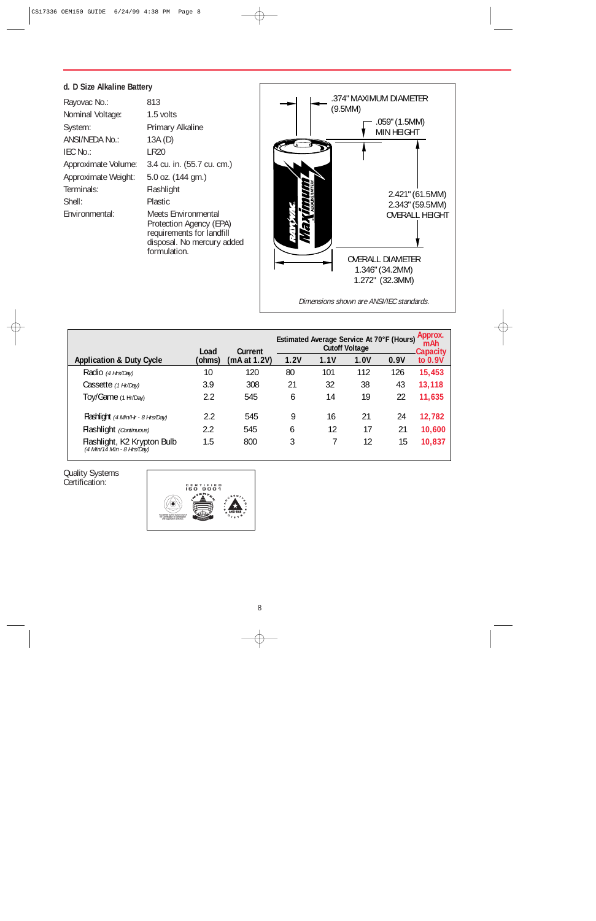**d. D Size Alkaline Battery**

| | |
|---|---|
| Rayovac No.: | 813 |
| Nominal Voltage: | 1.5 volts |
| System: | Primary Alkaline |
| ANSI/NEDA No.: | 13A (D) |
| IEC No.: | LR20 |
| Approximate Volume: | 3.4 cu. in. (55.7 cu. cm.) |
| Approximate Weight: | 5.0 oz. (144 gm.) |
| Terminals: | Flashlight |
| Shell: | Plastic |
| Environmental: | Meets Environmental Protection Agency (EPA) requirements for landfill disposal. No mercury added formulation. |

.374" MAXIMUM DIAMETER (9.5MM)

.059" (1.5MM) MIN HEIGHT

2.421" (61.5MM)
2.343" (59.5MM)
OVERALL HEIGHT

OVERALL DIAMETER
1.346" (34.2MM)
1.272" (32.3MM)

*Dimensions shown are ANSI/IEC standards.*

| Application & Duty Cycle | Load (ohms) | Current (mA at 1.2V) | Estimated Average Service At 70°F (Hours) Cutoff Voltage 1.2V | 1.1V | 1.0V | 0.9V | Approx. mAh Capacity to 0.9V |
|---|---|---|---|---|---|---|---|
| Radio *(4 Hrs/Day)* | 10 | 120 | 80 | 101 | 112 | 126 | 15,453 |
| Cassette *(1 Hr/Day)* | 3.9 | 308 | 21 | 32 | 38 | 43 | 13,118 |
| Toy/Game (1 Hr/Day) | 2.2 | 545 | 6 | 14 | 19 | 22 | 11,635 |
| Flashlight *(4 Min/Hr - 8 Hrs/Day)* | 2.2 | 545 | 9 | 16 | 21 | 24 | 12,782 |
| Flashlight *(Continuous)* | 2.2 | 545 | 6 | 12 | 17 | 21 | 10,600 |
| Flashlight, K2 Krypton Bulb *(4 Min/14 Min - 8 Hrs/Day)* | 1.5 | 800 | 3 | 7 | 12 | 15 | 10,837 |

Quality Systems Certification:

CERTIFIED ISO 9001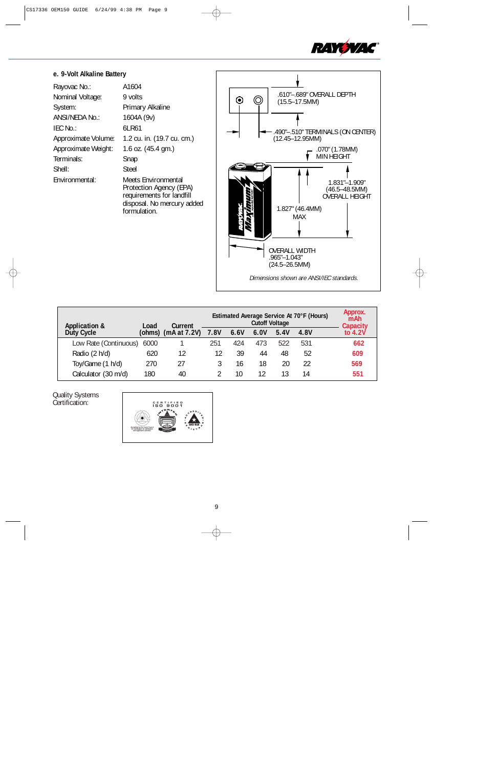### e. 9-Volt Alkaline Battery

| | |
|---|---|
| Rayovac No.: | A1604 |
| Nominal Voltage: | 9 volts |
| System: | Primary Alkaline |
| ANSI/NEDA No.: | 1604A (9v) |
| IEC No.: | 6LR61 |
| Approximate Volume: | 1.2 cu. in. (19.7 cu. cm.) |
| Approximate Weight: | 1.6 oz. (45.4 gm.) |
| Terminals: | Snap |
| Shell: | Steel |
| Environmental: | Meets Environmental Protection Agency (EPA) requirements for landfill disposal. No mercury added formulation. |

.610"–.689" OVERALL DEPTH (15.5–17.5MM)

.490"–.510" TERMINALS (ON CENTER) (12.45–12.95MM)

.070" (1.78MM) MIN HEIGHT

1.831"–1.909" (46.5–48.5MM) OVERALL HEIGHT

1.827" (46.4MM) MAX

OVERALL WIDTH .965"–1.043" (24.5–26.5MM)

*Dimensions shown are ANSI/IEC standards.*

| Application & Duty Cycle | Load (ohms) | Current (mA at 7.2V) | Estimated Average Service At 70°F (Hours) Cutoff Voltage | | | | | Approx. mAh Capacity to 4.2V |
|---|---|---|---|---|---|---|---|---|
| | | | 7.8V | 6.6V | 6.0V | 5.4V | 4.8V | |
| Low Rate (Continuous) | 6000 | 1 | 251 | 424 | 473 | 522 | 531 | 662 |
| Radio (2 h/d) | 620 | 12 | 12 | 39 | 44 | 48 | 52 | 609 |
| Toy/Game (1 h/d) | 270 | 27 | 3 | 16 | 18 | 20 | 22 | 569 |
| Calculator (30 m/d) | 180 | 40 | 2 | 10 | 12 | 13 | 14 | 551 |

Quality Systems Certification:

CERTIFIED ISO 9001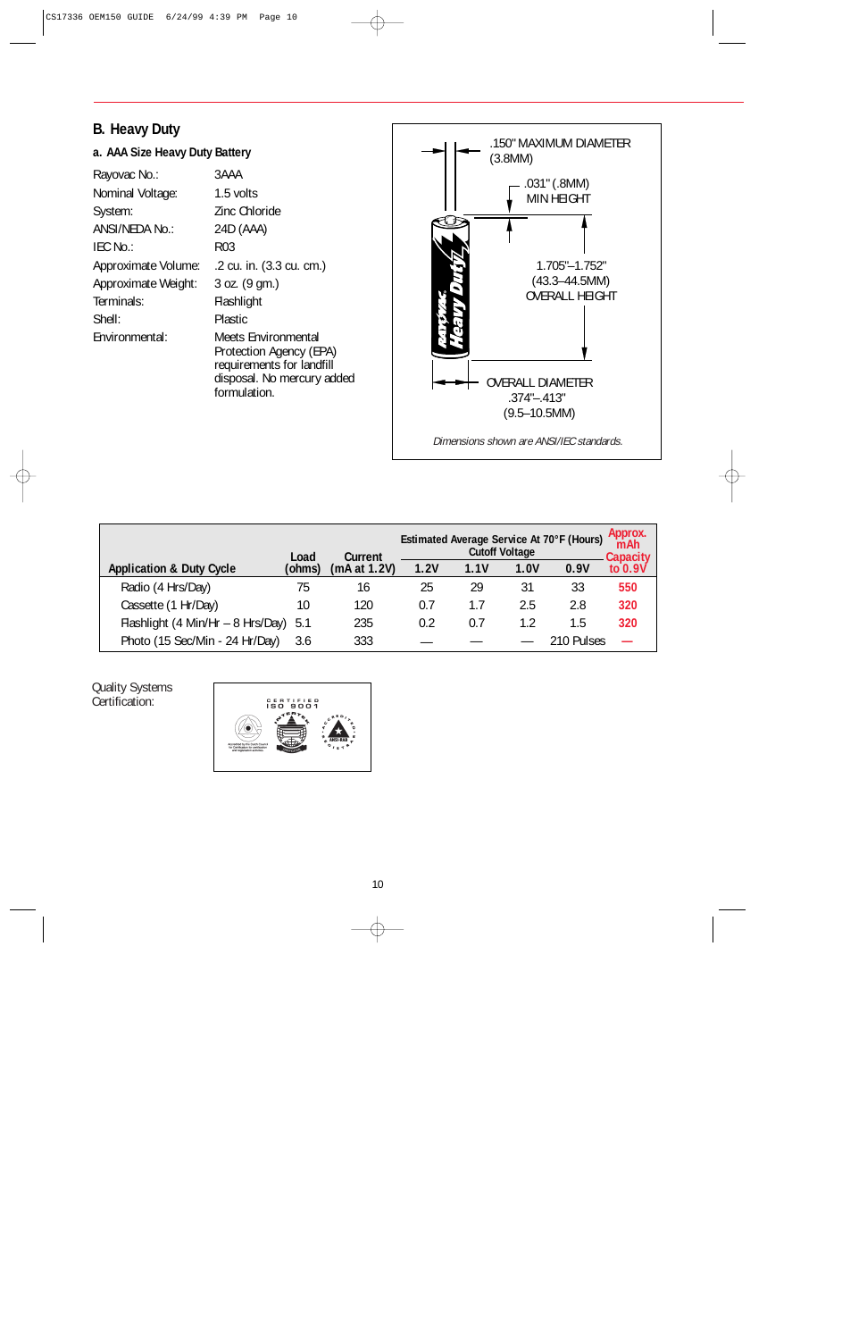## B. Heavy Duty

### a. AAA Size Heavy Duty Battery

| | |
|---|---|
| Rayovac No.: | 3AAA |
| Nominal Voltage: | 1.5 volts |
| System: | Zinc Chloride |
| ANSI/NEDA No.: | 24D (AAA) |
| IEC No.: | R03 |
| Approximate Volume: | .2 cu. in. (3.3 cu. cm.) |
| Approximate Weight: | 3 oz. (9 gm.) |
| Terminals: | Flashlight |
| Shell: | Plastic |
| Environmental: | Meets Environmental Protection Agency (EPA) requirements for landfill disposal. No mercury added formulation. |

.150" MAXIMUM DIAMETER (3.8MM)

.031" (.8MM) MIN HEIGHT

1.705"–1.752" (43.3–44.5MM) OVERALL HEIGHT

OVERALL DIAMETER .374"–.413" (9.5–10.5MM)

*Dimensions shown are ANSI/IEC standards.*

| Application & Duty Cycle | Load (ohms) | Current (mA at 1.2V) | Estimated Average Service At 70°F (Hours) Cutoff Voltage | | | | Approx. mAh Capacity to 0.9V |
|---|---|---|---|---|---|---|---|
| | | | 1.2V | 1.1V | 1.0V | 0.9V | |
| Radio (4 Hrs/Day) | 75 | 16 | 25 | 29 | 31 | 33 | 550 |
| Cassette (1 Hr/Day) | 10 | 120 | 0.7 | 1.7 | 2.5 | 2.8 | 320 |
| Flashlight (4 Min/Hr – 8 Hrs/Day) | 5.1 | 235 | 0.2 | 0.7 | 1.2 | 1.5 | 320 |
| Photo (15 Sec/Min - 24 Hr/Day) | 3.6 | 333 | — | — | — | 210 Pulses | — |

Quality Systems Certification:

CERTIFIED ISO 9001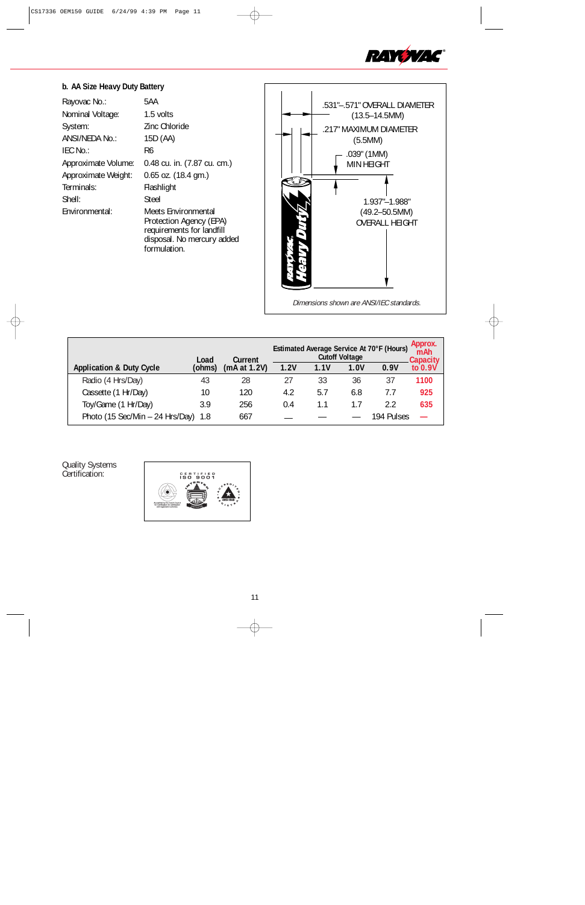### b. AA Size Heavy Duty Battery

| | |
|---|---|
| Rayovac No.: | 5AA |
| Nominal Voltage: | 1.5 volts |
| System: | Zinc Chloride |
| ANSI/NEDA No.: | 15D (AA) |
| IEC No.: | R6 |
| Approximate Volume: | 0.48 cu. in. (7.87 cu. cm.) |
| Approximate Weight: | 0.65 oz. (18.4 gm.) |
| Terminals: | Flashlight |
| Shell: | Steel |
| Environmental: | Meets Environmental Protection Agency (EPA) requirements for landfill disposal. No mercury added formulation. |

.531"–.571" OVERALL DIAMETER (13.5–14.5MM)

.217" MAXIMUM DIAMETER (5.5MM)

.039" (1MM) MIN HEIGHT

1.937"–1.988" (49.2–50.5MM) OVERALL HEIGHT

*Dimensions shown are ANSI/IEC standards.*

| Application & Duty Cycle | Load (ohms) | Current (mA at 1.2V) | Estimated Average Service At 70°F (Hours) Cutoff Voltage | | | | Approx. mAh Capacity to 0.9V |
|---|---|---|---|---|---|---|---|
| | | | 1.2V | 1.1V | 1.0V | 0.9V | |
| Radio (4 Hrs/Day) | 43 | 28 | 27 | 33 | 36 | 37 | 1100 |
| Cassette (1 Hr/Day) | 10 | 120 | 4.2 | 5.7 | 6.8 | 7.7 | 925 |
| Toy/Game (1 Hr/Day) | 3.9 | 256 | 0.4 | 1.1 | 1.7 | 2.2 | 635 |
| Photo (15 Sec/Min – 24 Hrs/Day) | 1.8 | 667 | — | — | — | 194 Pulses | — |

Quality Systems Certification:

CERTIFIED ISO 9001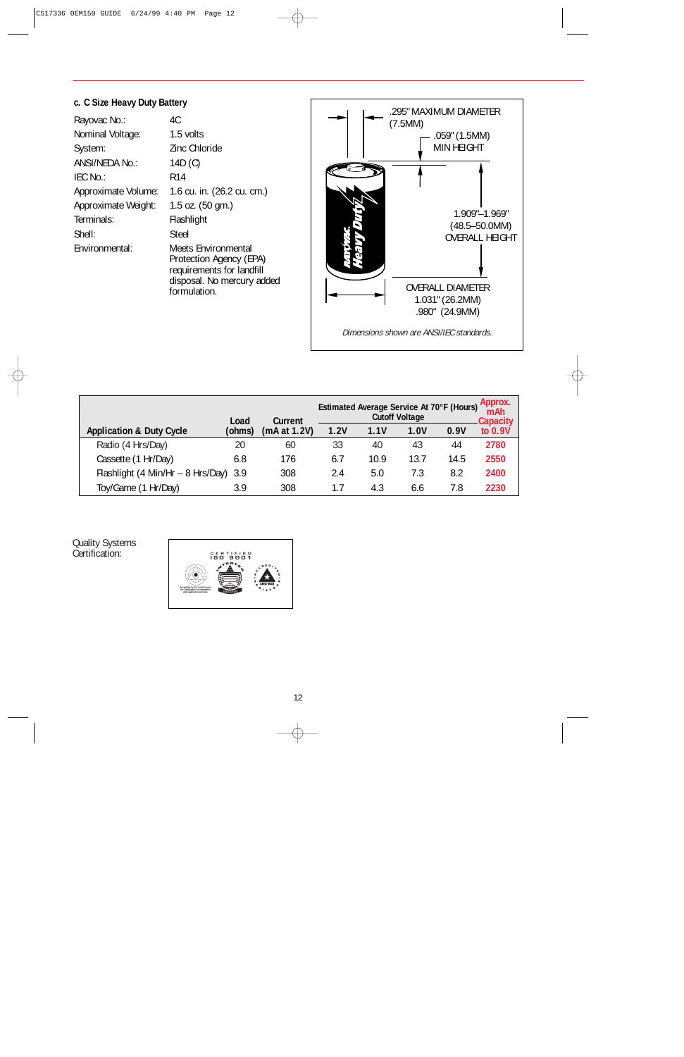### c. C Size Heavy Duty Battery

| | |
|---|---|
| Rayovac No.: | 4C |
| Nominal Voltage: | 1.5 volts |
| System: | Zinc Chloride |
| ANSI/NEDA No.: | 14D (C) |
| IEC No.: | R14 |
| Approximate Volume: | 1.6 cu. in. (26.2 cu. cm.) |
| Approximate Weight: | 1.5 oz. (50 gm.) |
| Terminals: | Flashlight |
| Shell: | Steel |
| Environmental: | Meets Environmental Protection Agency (EPA) requirements for landfill disposal. No mercury added formulation. |

.295" MAXIMUM DIAMETER (7.5MM)

.059" (1.5MM) MIN HEIGHT

1.909"–1.969" (48.5–50.0MM) OVERALL HEIGHT

OVERALL DIAMETER 1.031" (26.2MM) .980" (24.9MM)

*Dimensions shown are ANSI/IEC standards.*

| Application & Duty Cycle | Load (ohms) | Current (mA at 1.2V) | Estimated Average Service At 70°F (Hours) Cutoff Voltage 1.2V | 1.1V | 1.0V | 0.9V | Approx. mAh Capacity to 0.9V |
|---|---|---|---|---|---|---|---|
| Radio (4 Hrs/Day) | 20 | 60 | 33 | 40 | 43 | 44 | 2780 |
| Cassette (1 Hr/Day) | 6.8 | 176 | 6.7 | 10.9 | 13.7 | 14.5 | 2550 |
| Flashlight (4 Min/Hr – 8 Hrs/Day) | 3.9 | 308 | 2.4 | 5.0 | 7.3 | 8.2 | 2400 |
| Toy/Game (1 Hr/Day) | 3.9 | 308 | 1.7 | 4.3 | 6.6 | 7.8 | 2230 |

Quality Systems Certification:

CERTIFIED ISO 9001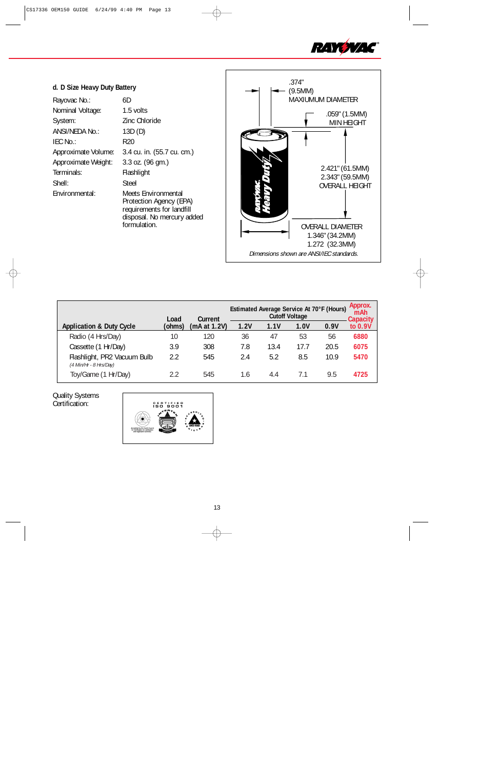### d. D Size Heavy Duty Battery

| | |
|---|---|
| Rayovac No.: | 6D |
| Nominal Voltage: | 1.5 volts |
| System: | Zinc Chloride |
| ANSI/NEDA No.: | 13D (D) |
| IEC No.: | R20 |
| Approximate Volume: | 3.4 cu. in. (55.7 cu. cm.) |
| Approximate Weight: | 3.3 oz. (96 gm.) |
| Terminals: | Flashlight |
| Shell: | Steel |
| Environmental: | Meets Environmental Protection Agency (EPA) requirements for landfill disposal. No mercury added formulation. |

.374" (9.5MM) MAXIUMUM DIAMETER

.059" (1.5MM) MIN HEIGHT

2.421" (61.5MM)
2.343" (59.5MM)
OVERALL HEIGHT

OVERALL DIAMETER
1.346" (34.2MM)
1.272 (32.3MM)

*Dimensions shown are ANSI/IEC standards.*

| Application & Duty Cycle | Load (ohms) | Current (mA at 1.2V) | Estimated Average Service At 70°F (Hours) Cutoff Voltage | | | | Approx. mAh Capacity to 0.9V |
|---|---|---|---|---|---|---|---|
| | | | 1.2V | 1.1V | 1.0V | 0.9V | |
| Radio (4 Hrs/Day) | 10 | 120 | 36 | 47 | 53 | 56 | 6880 |
| Cassette (1 Hr/Day) | 3.9 | 308 | 7.8 | 13.4 | 17.7 | 20.5 | 6075 |
| Flashlight, PR2 Vacuum Bulb *(4 Min/Hr - 8 Hrs/Day)* | 2.2 | 545 | 2.4 | 5.2 | 8.5 | 10.9 | 5470 |
| Toy/Game (1 Hr/Day) | 2.2 | 545 | 1.6 | 4.4 | 7.1 | 9.5 | 4725 |

Quality Systems Certification:

CERTIFIED ISO 9001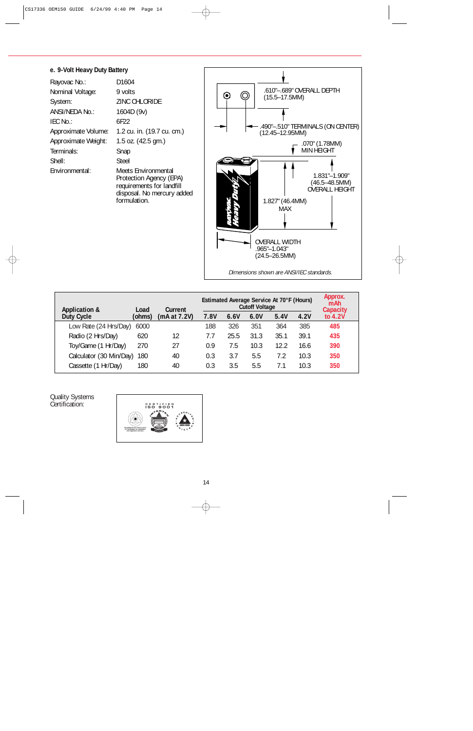### e. 9-Volt Heavy Duty Battery

| | |
|---|---|
| Rayovac No.: | D1604 |
| Nominal Voltage: | 9 volts |
| System: | ZINC CHLORIDE |
| ANSI/NEDA No.: | 1604D (9v) |
| IEC No.: | 6F22 |
| Approximate Volume: | 1.2 cu. in. (19.7 cu. cm.) |
| Approximate Weight: | 1.5 oz. (42.5 gm.) |
| Terminals: | Snap |
| Shell: | Steel |
| Environmental: | Meets Environmental Protection Agency (EPA) requirements for landfill disposal. No mercury added formulation. |

.610"–.689" OVERALL DEPTH (15.5–17.5MM)

.490"–.510" TERMINALS (ON CENTER) (12.45–12.95MM)

.070" (1.78MM) MIN HEIGHT

1.831"–1.909" (46.5–48.5MM) OVERALL HEIGHT

1.827" (46.4MM) MAX

OVERALL WIDTH .965"–1.043" (24.5–26.5MM)

*Dimensions shown are ANSI/IEC standards.*

| Application & Duty Cycle | Load (ohms) | Current (mA at 7.2V) | Estimated Average Service At 70°F (Hours) Cutoff Voltage 7.8V | 6.6V | 6.0V | 5.4V | 4.2V | Approx. mAh Capacity to 4.2V |
|---|---|---|---|---|---|---|---|---|
| Low Rate (24 Hrs/Day) | 6000 | | 188 | 326 | 351 | 364 | 385 | **485** |
| Radio (2 Hrs/Day) | 620 | 12 | 7.7 | 25.5 | 31.3 | 35.1 | 39.1 | **435** |
| Toy/Game (1 Hr/Day) | 270 | 27 | 0.9 | 7.5 | 10.3 | 12.2 | 16.6 | **390** |
| Calculator (30 Min/Day) | 180 | 40 | 0.3 | 3.7 | 5.5 | 7.2 | 10.3 | **350** |
| Cassette (1 Hr/Day) | 180 | 40 | 0.3 | 3.5 | 5.5 | 7.1 | 10.3 | **350** |

Quality Systems Certification: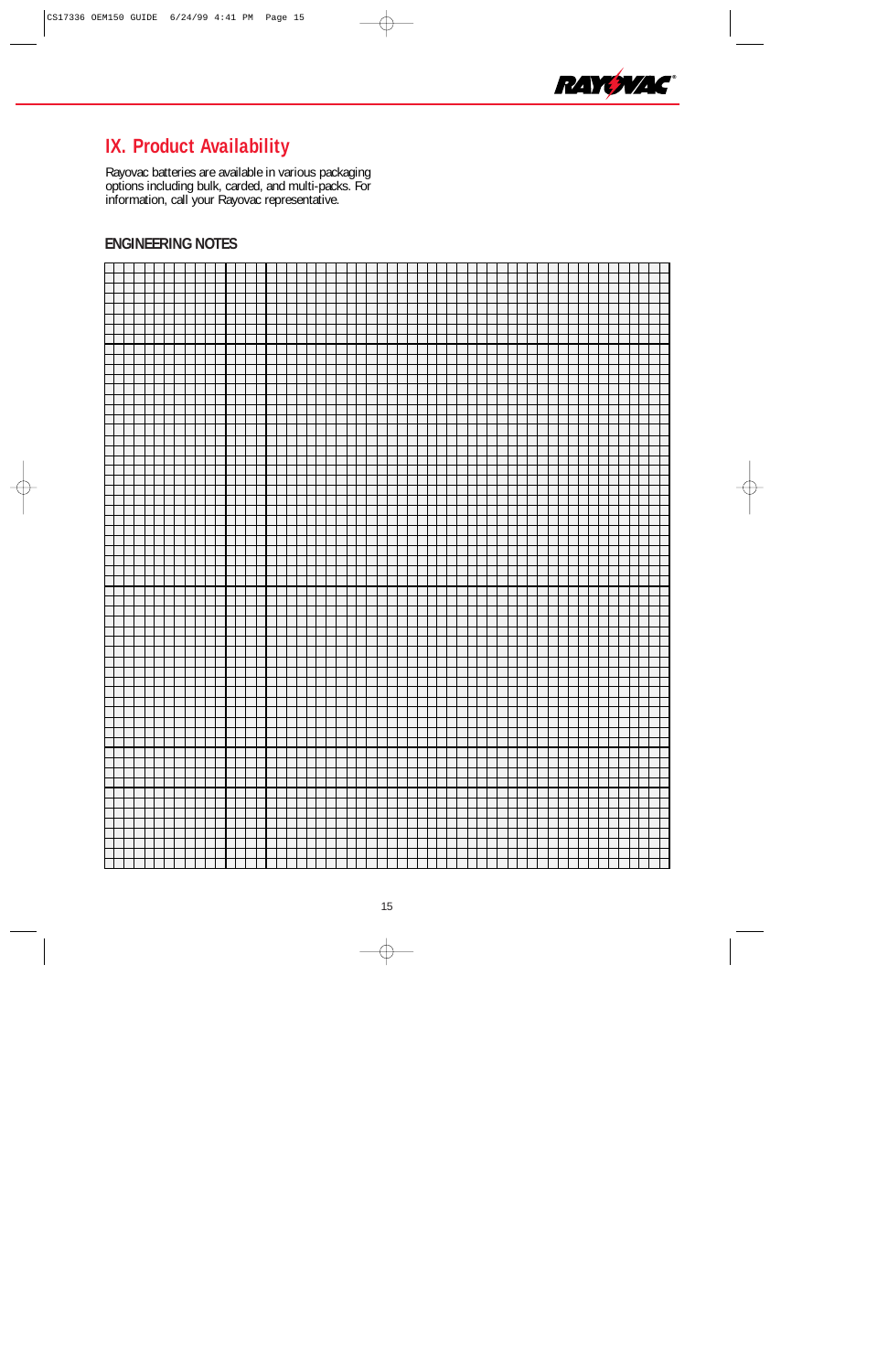## IX. Product Availability

Rayovac batteries are available in various packaging options including bulk, carded, and multi-packs. For information, call your Rayovac representative.

### ENGINEERING NOTES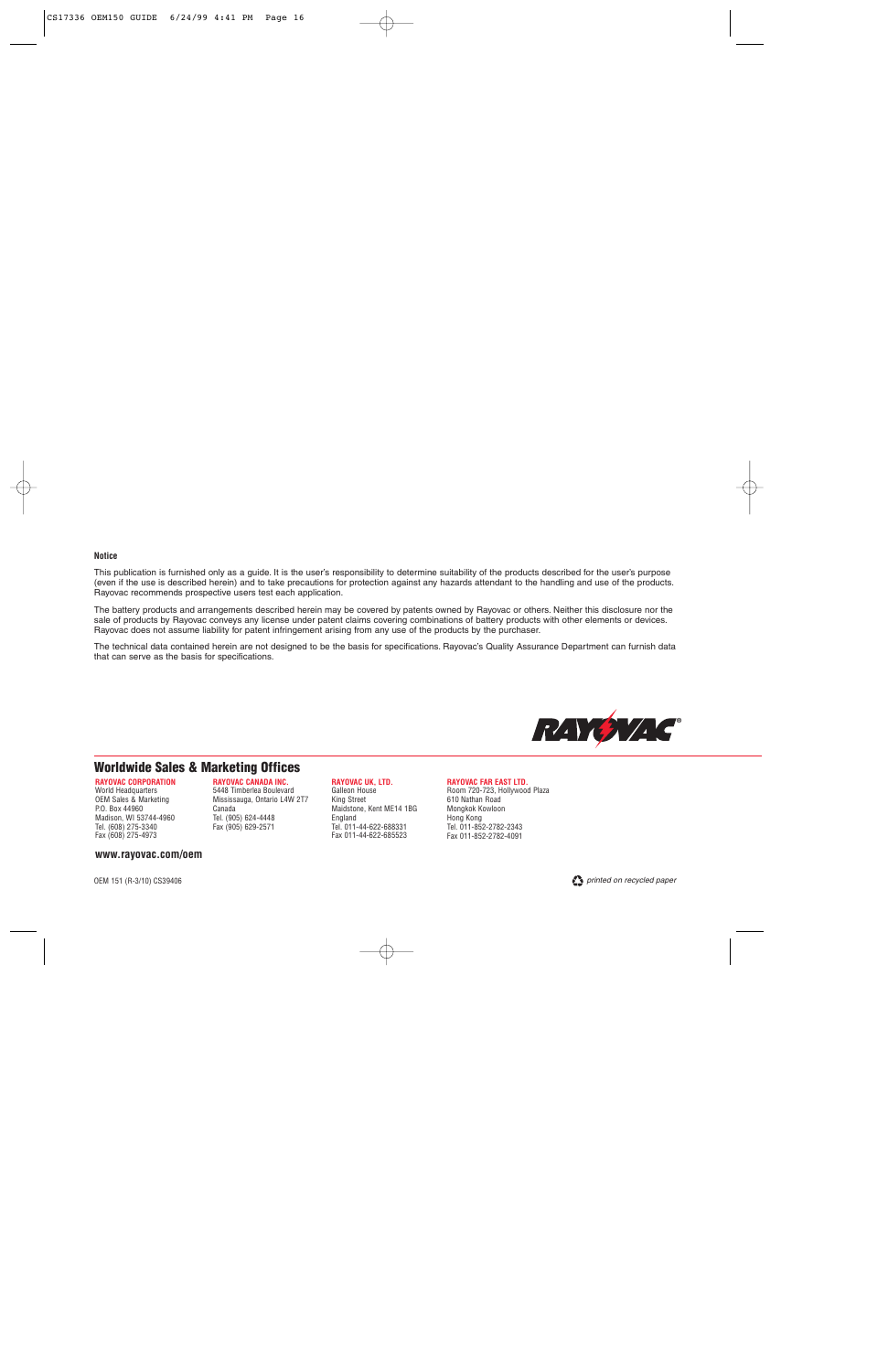**Notice**

This publication is furnished only as a guide. It is the user's responsibility to determine suitability of the products described for the user's purpose (even if the use is described herein) and to take precautions for protection against any hazards attendant to the handling and use of the products. Rayovac recommends prospective users test each application.

The battery products and arrangements described herein may be covered by patents owned by Rayovac or others. Neither this disclosure nor the sale of products by Rayovac conveys any license under patent claims covering combinations of battery products with other elements or devices. Rayovac does not assume liability for patent infringement arising from any use of the products by the purchaser.

The technical data contained herein are not designed to be the basis for specifications. Rayovac's Quality Assurance Department can furnish data that can serve as the basis for specifications.

RAYOVAC®

## Worldwide Sales & Marketing Offices

**RAYOVAC CORPORATION**
World Headquarters
OEM Sales & Marketing
P.O. Box 44960
Madison, WI 53744-4960
Tel. (608) 275-3340
Fax (608) 275-4973

**RAYOVAC CANADA INC.**
5448 Timberlea Boulevard
Mississauga, Ontario L4W 2T7
Canada
Tel. (905) 624-4448
Fax (905) 629-2571

**RAYOVAC UK, LTD.**
Galleon House
King Street
Maidstone, Kent ME14 1BG
England
Tel. 011-44-622-688331
Fax 011-44-622-685523

**RAYOVAC FAR EAST LTD.**
Room 720-723, Hollywood Plaza
610 Nathan Road
Mongkok Kowloon
Hong Kong
Tel. 011-852-2782-2343
Fax 011-852-2782-4091

**www.rayovac.com/oem**

OEM 151 (R-3/10) CS39406

*printed on recycled paper*